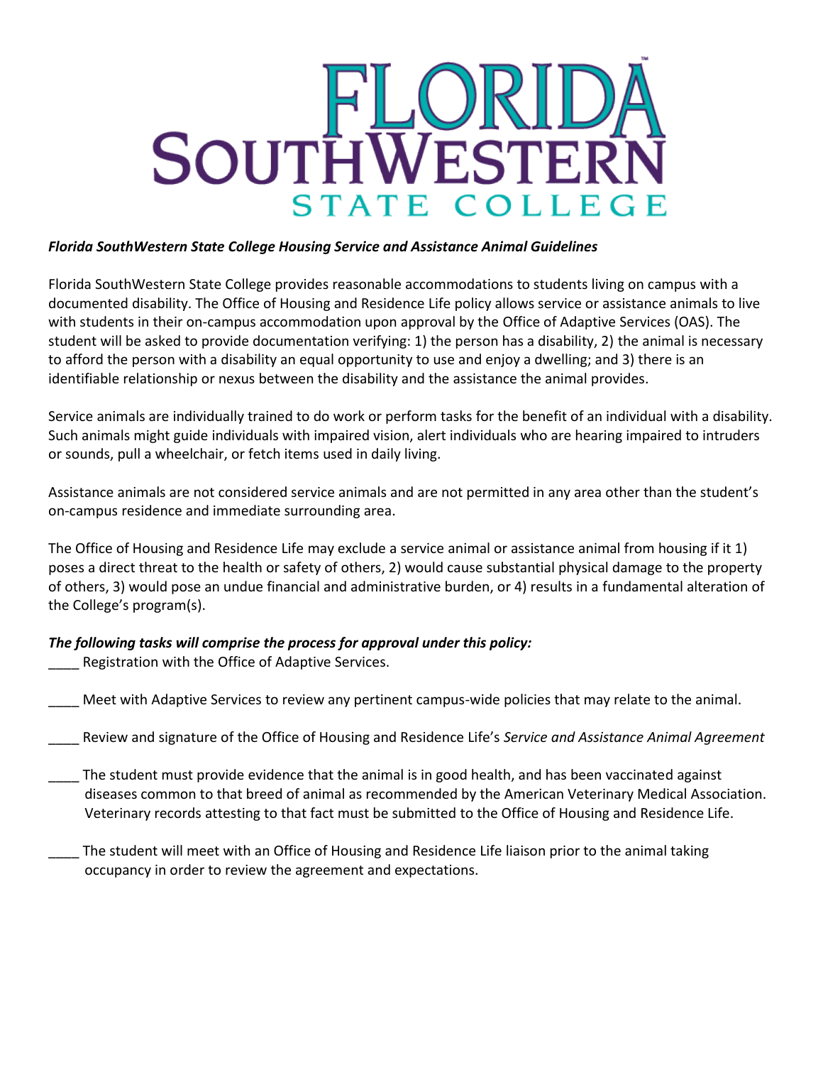**Florida SouthWestern State College Housing Service and Assistance Animal Guidelines**

Florida SouthWestern State College provides reasonable accommodations to students living on campus with a documented disability. The Office of Housing and Residence Life policy allows service or assistance animals to live with students in their on-campus accommodation upon approval by the Office of Adaptive Services (OAS). The student will be asked to provide documentation verifying: 1) the person has a disability, 2) the animal is necessary to afford the person with a disability an equal opportunity to use and enjoy a dwelling; and 3) there is an identifiable relationship or nexus between the disability and the assistance the animal provides.

Service animals are individually trained to do work or perform tasks for the benefit of an individual with a disability. Such animals might guide individuals with impaired vision, alert individuals who are hearing impaired to intruders or sounds, pull a wheelchair, or fetch items used in daily living.

Assistance animals are not considered service animals and are not permitted in any area other than the student's on-campus residence and immediate surrounding area.

The Office of Housing and Residence Life may exclude a service animal or assistance animal from housing if it 1) poses a direct threat to the health or safety of others, 2) would cause substantial physical damage to the property of others, 3) would pose an undue financial and administrative burden, or 4) results in a fundamental alteration of the College's program(s).

***The following tasks will comprise the process for approval under this policy:***

____ Registration with the Office of Adaptive Services.

____ Meet with Adaptive Services to review any pertinent campus-wide policies that may relate to the animal.

____ Review and signature of the Office of Housing and Residence Life's *Service and Assistance Animal Agreement*

____ The student must provide evidence that the animal is in good health, and has been vaccinated against diseases common to that breed of animal as recommended by the American Veterinary Medical Association. Veterinary records attesting to that fact must be submitted to the Office of Housing and Residence Life.

____ The student will meet with an Office of Housing and Residence Life liaison prior to the animal taking occupancy in order to review the agreement and expectations.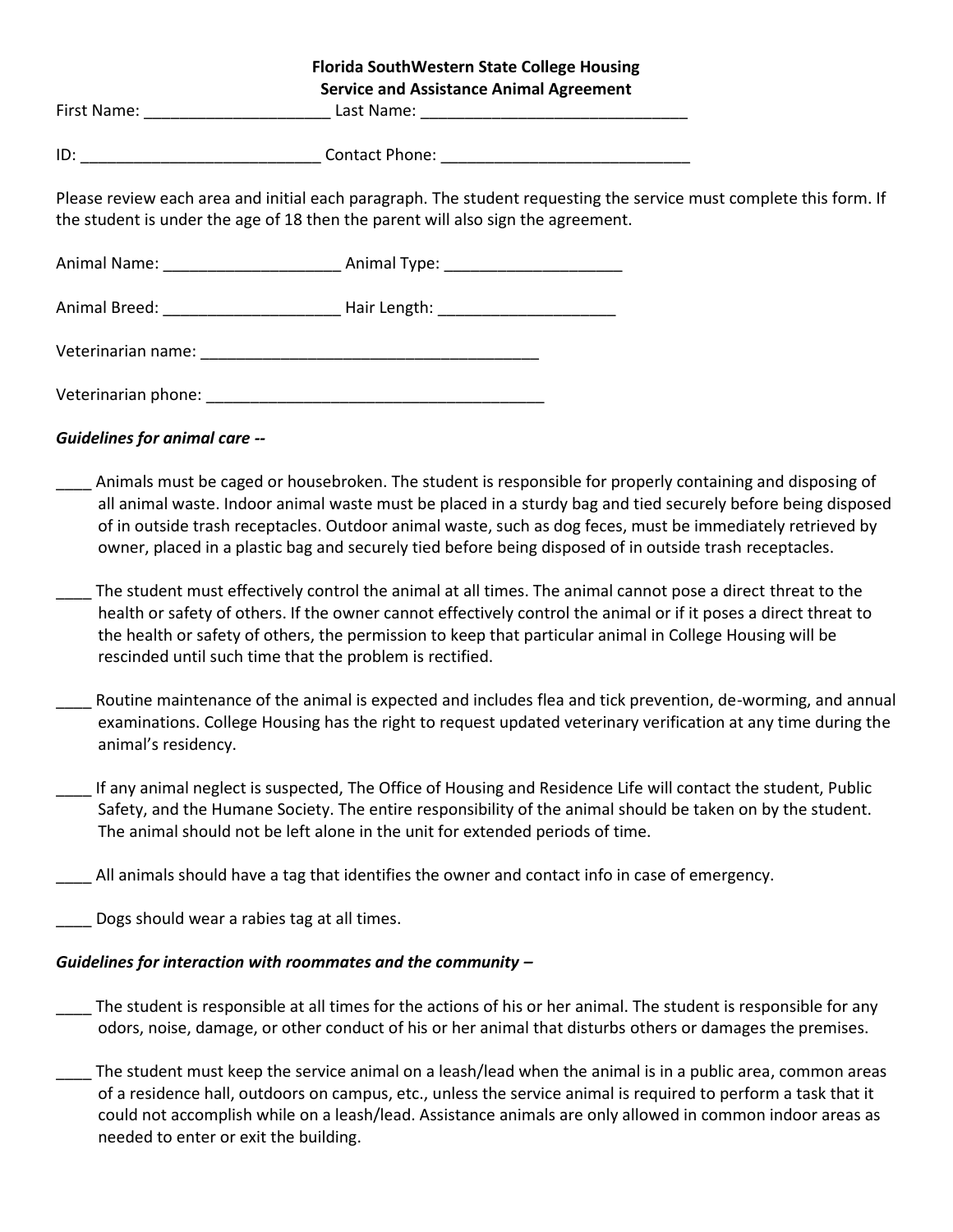**Florida SouthWestern State College Housing**
**Service and Assistance Animal Agreement**

First Name: _____________________ Last Name: ______________________________

ID: ___________________________ Contact Phone: ____________________________

Please review each area and initial each paragraph. The student requesting the service must complete this form. If the student is under the age of 18 then the parent will also sign the agreement.

Animal Name: ___________________ Animal Type: ___________________

Animal Breed: ___________________ Hair Length: ___________________

Veterinarian name: ______________________________________

Veterinarian phone: ______________________________________

***Guidelines for animal care --***

____ Animals must be caged or housebroken. The student is responsible for properly containing and disposing of all animal waste. Indoor animal waste must be placed in a sturdy bag and tied securely before being disposed of in outside trash receptacles. Outdoor animal waste, such as dog feces, must be immediately retrieved by owner, placed in a plastic bag and securely tied before being disposed of in outside trash receptacles.

____ The student must effectively control the animal at all times. The animal cannot pose a direct threat to the health or safety of others. If the owner cannot effectively control the animal or if it poses a direct threat to the health or safety of others, the permission to keep that particular animal in College Housing will be rescinded until such time that the problem is rectified.

____ Routine maintenance of the animal is expected and includes flea and tick prevention, de-worming, and annual examinations. College Housing has the right to request updated veterinary verification at any time during the animal's residency.

____ If any animal neglect is suspected, The Office of Housing and Residence Life will contact the student, Public Safety, and the Humane Society. The entire responsibility of the animal should be taken on by the student. The animal should not be left alone in the unit for extended periods of time.

____ All animals should have a tag that identifies the owner and contact info in case of emergency.

____ Dogs should wear a rabies tag at all times.

***Guidelines for interaction with roommates and the community –***

____ The student is responsible at all times for the actions of his or her animal. The student is responsible for any odors, noise, damage, or other conduct of his or her animal that disturbs others or damages the premises.

____ The student must keep the service animal on a leash/lead when the animal is in a public area, common areas of a residence hall, outdoors on campus, etc., unless the service animal is required to perform a task that it could not accomplish while on a leash/lead. Assistance animals are only allowed in common indoor areas as needed to enter or exit the building.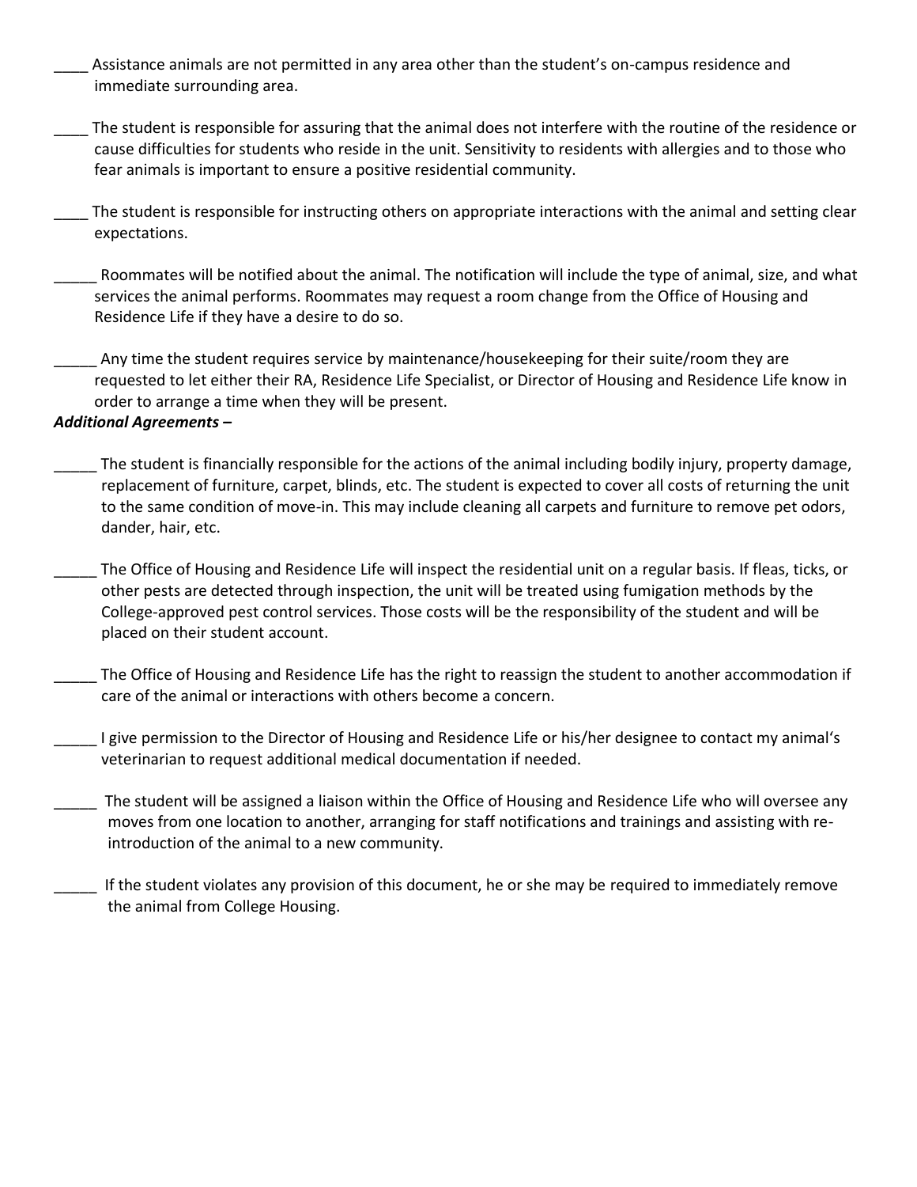____ Assistance animals are not permitted in any area other than the student's on-campus residence and immediate surrounding area.

____ The student is responsible for assuring that the animal does not interfere with the routine of the residence or cause difficulties for students who reside in the unit. Sensitivity to residents with allergies and to those who fear animals is important to ensure a positive residential community.

____ The student is responsible for instructing others on appropriate interactions with the animal and setting clear expectations.

_____ Roommates will be notified about the animal. The notification will include the type of animal, size, and what services the animal performs. Roommates may request a room change from the Office of Housing and Residence Life if they have a desire to do so.

_____ Any time the student requires service by maintenance/housekeeping for their suite/room they are requested to let either their RA, Residence Life Specialist, or Director of Housing and Residence Life know in order to arrange a time when they will be present.

***Additional Agreements –***

_____ The student is financially responsible for the actions of the animal including bodily injury, property damage, replacement of furniture, carpet, blinds, etc. The student is expected to cover all costs of returning the unit to the same condition of move-in. This may include cleaning all carpets and furniture to remove pet odors, dander, hair, etc.

_____ The Office of Housing and Residence Life will inspect the residential unit on a regular basis. If fleas, ticks, or other pests are detected through inspection, the unit will be treated using fumigation methods by the College-approved pest control services. Those costs will be the responsibility of the student and will be placed on their student account.

_____ The Office of Housing and Residence Life has the right to reassign the student to another accommodation if care of the animal or interactions with others become a concern.

_____ I give permission to the Director of Housing and Residence Life or his/her designee to contact my animal's veterinarian to request additional medical documentation if needed.

_____ The student will be assigned a liaison within the Office of Housing and Residence Life who will oversee any moves from one location to another, arranging for staff notifications and trainings and assisting with re-introduction of the animal to a new community.

_____ If the student violates any provision of this document, he or she may be required to immediately remove the animal from College Housing.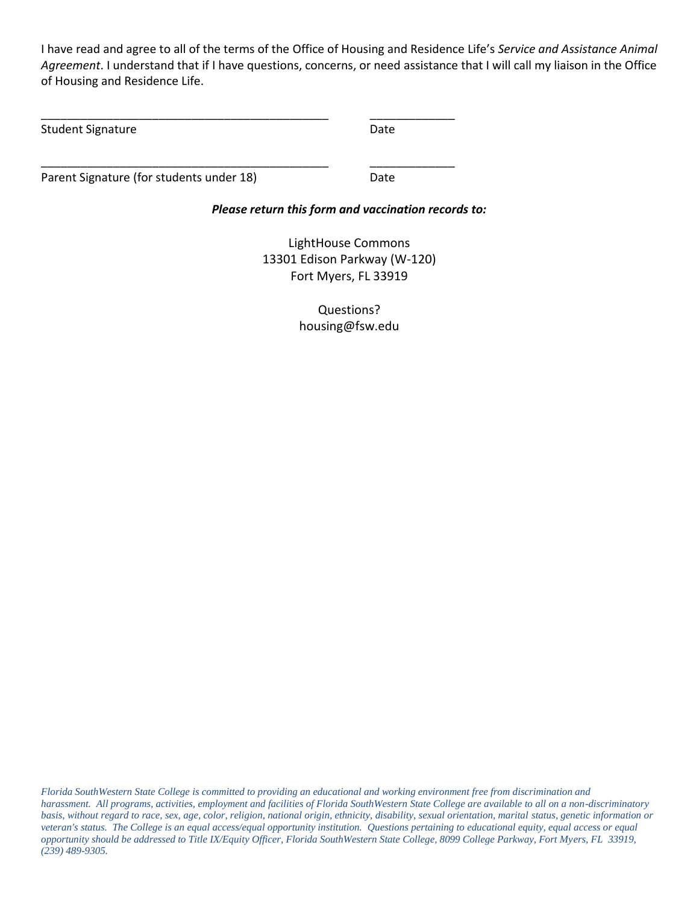I have read and agree to all of the terms of the Office of Housing and Residence Life's *Service and Assistance Animal Agreement*. I understand that if I have questions, concerns, or need assistance that I will call my liaison in the Office of Housing and Residence Life.

_____________________________________________ _____________

Student Signature Date

_____________________________________________ _____________

Parent Signature (for students under 18) Date

***Please return this form and vaccination records to:***

LightHouse Commons
13301 Edison Parkway (W-120)
Fort Myers, FL 33919

Questions?
housing@fsw.edu

*Florida SouthWestern State College is committed to providing an educational and working environment free from discrimination and harassment. All programs, activities, employment and facilities of Florida SouthWestern State College are available to all on a non-discriminatory basis, without regard to race, sex, age, color, religion, national origin, ethnicity, disability, sexual orientation, marital status, genetic information or veteran's status. The College is an equal access/equal opportunity institution. Questions pertaining to educational equity, equal access or equal opportunity should be addressed to Title IX/Equity Officer, Florida SouthWestern State College, 8099 College Parkway, Fort Myers, FL 33919, (239) 489-9305.*